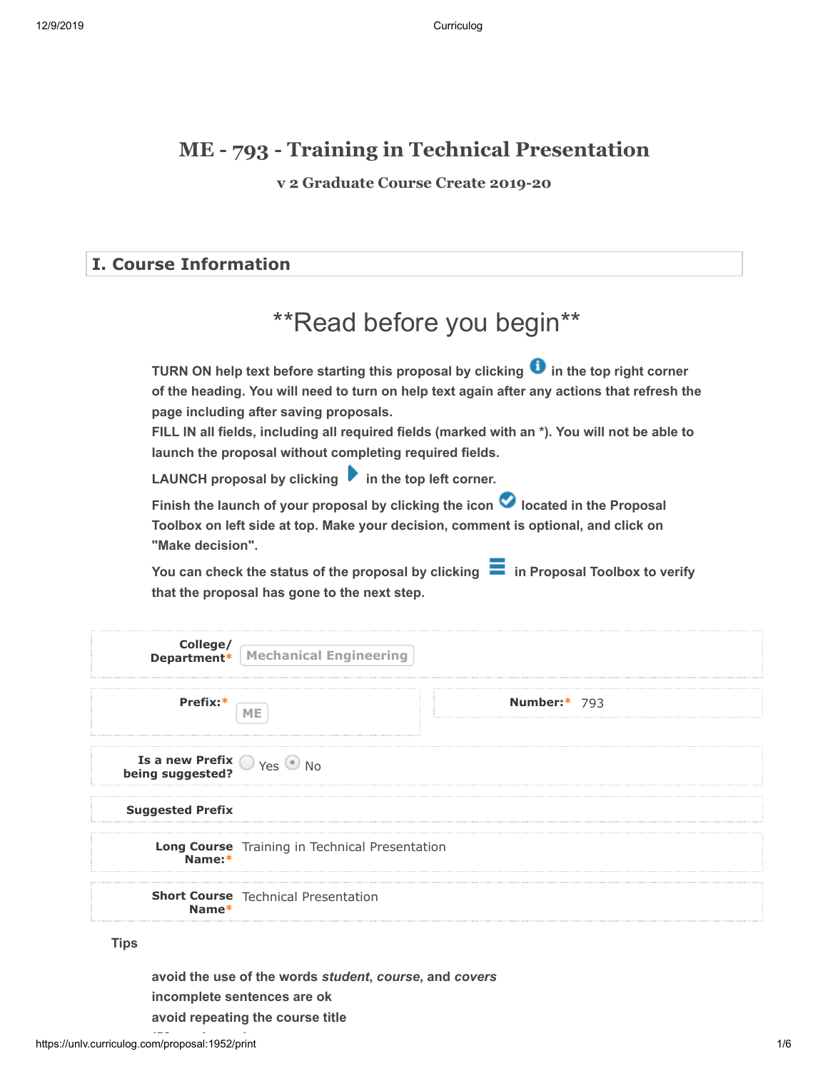# ME - 793 - Training in Technical Presentation

### v 2 Graduate Course Create 2019-20

## I. Course Information

## **Read before you begin**

**TURN ON help text before starting this proposal by clicking in the top right corner of the heading. You will need to turn on help text again after any actions that refresh the page including after saving proposals.**
**FILL IN all fields, including all required fields (marked with an *). You will not be able to launch the proposal without completing required fields.**

**LAUNCH proposal by clicking in the top left corner.**

**Finish the launch of your proposal by clicking the icon located in the Proposal Toolbox on left side at top. Make your decision, comment is optional, and click on "Make decision".**

**You can check the status of the proposal by clicking in Proposal Toolbox to verify that the proposal has gone to the next step.**

**College/ Department***: Mechanical Engineering

**Prefix:***: ME

**Number:***: 793

**Is a new Prefix being suggested?**: ○ Yes ◉ No

**Suggested Prefix**:

**Long Course Name:***: Training in Technical Presentation

**Short Course Name***: Technical Presentation

**Tips**

**avoid the use of the words *student*, *course*, and *covers***
**incomplete sentences are ok**
**avoid repeating the course title**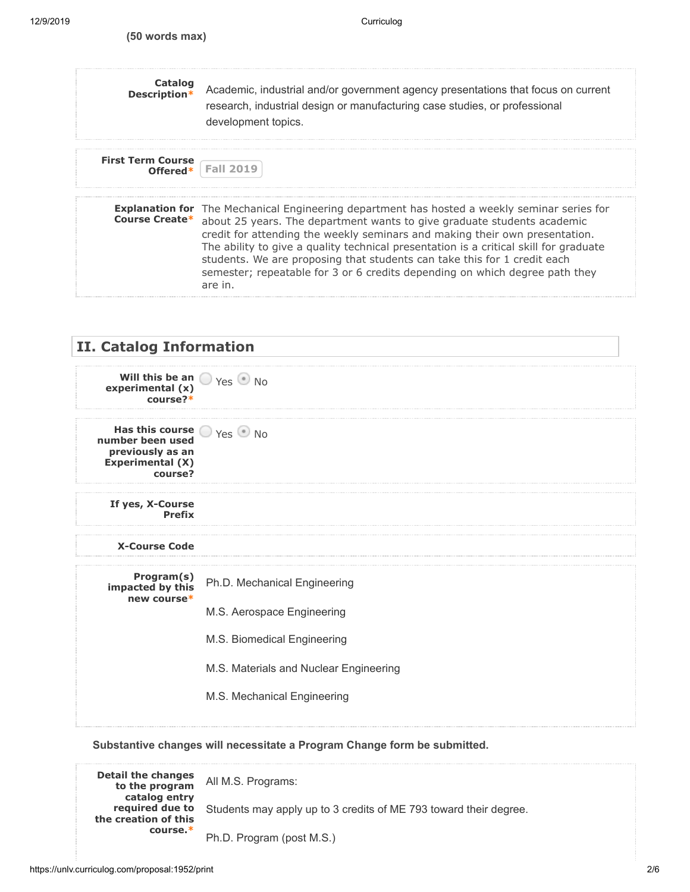**(50 words max)**

| | |
|---|---|
| **Catalog Description*** | Academic, industrial and/or government agency presentations that focus on current research, industrial design or manufacturing case studies, or professional development topics. |

| | |
|---|---|
| **First Term Course Offered*** | Fall 2019 |

| | |
|---|---|
| **Explanation for Course Create*** | The Mechanical Engineering department has hosted a weekly seminar series for about 25 years. The department wants to give graduate students academic credit for attending the weekly seminars and making their own presentation. The ability to give a quality technical presentation is a critical skill for graduate students. We are proposing that students can take this for 1 credit each semester; repeatable for 3 or 6 credits depending on which degree path they are in. |

## II. Catalog Information

| | |
|---|---|
| **Will this be an experimental (x) course?*** | ○ Yes ◉ No |
| **Has this course number been used previously as an Experimental (X) course?** | ○ Yes ◉ No |
| **If yes, X-Course Prefix** | |
| **X-Course Code** | |
| **Program(s) impacted by this new course*** | Ph.D. Mechanical Engineering<br>M.S. Aerospace Engineering<br>M.S. Biomedical Engineering<br>M.S. Materials and Nuclear Engineering<br>M.S. Mechanical Engineering |

**Substantive changes will necessitate a Program Change form be submitted.**

| | |
|---|---|
| **Detail the changes to the program catalog entry required due to the creation of this course.*** | All M.S. Programs:<br>Students may apply up to 3 credits of ME 793 toward their degree.<br>Ph.D. Program (post M.S.) |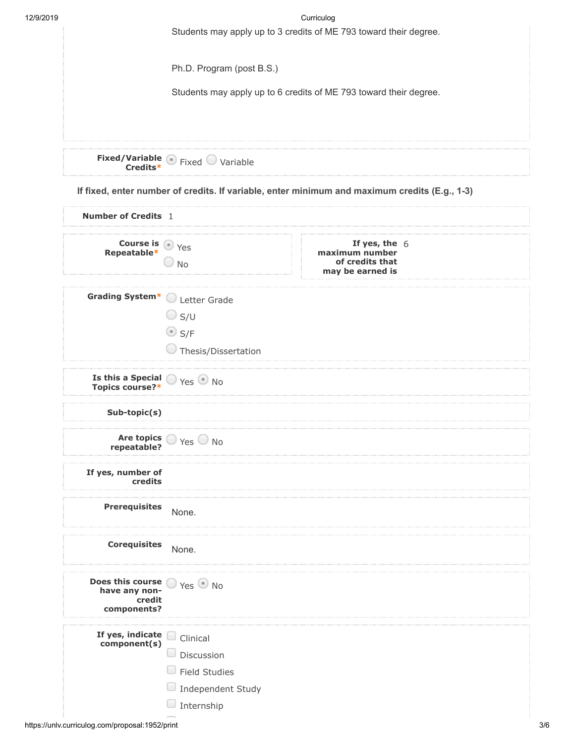Students may apply up to 3 credits of ME 793 toward their degree.

Ph.D. Program (post B.S.)

Students may apply up to 6 credits of ME 793 toward their degree.

**Fixed/Variable Credits*** ◉ Fixed ○ Variable

**If fixed, enter number of credits. If variable, enter minimum and maximum credits (E.g., 1-3)**

**Number of Credits** 1

**Course is Repeatable*** ◉ Yes ○ No

**If yes, the maximum number of credits that may be earned is** 6

**Grading System***

- ○ Letter Grade
- ○ S/U
- ◉ S/F
- ○ Thesis/Dissertation

**Is this a Special Topics course?*** ○ Yes ◉ No

**Sub-topic(s)**

**Are topics repeatable?** ○ Yes ○ No

**If yes, number of credits**

**Prerequisites** None.

**Corequisites** None.

**Does this course have any non-credit components?** ○ Yes ◉ No

**If yes, indicate component(s)**

- ☐ Clinical
- ☐ Discussion
- ☐ Field Studies
- ☐ Independent Study
- ☐ Internship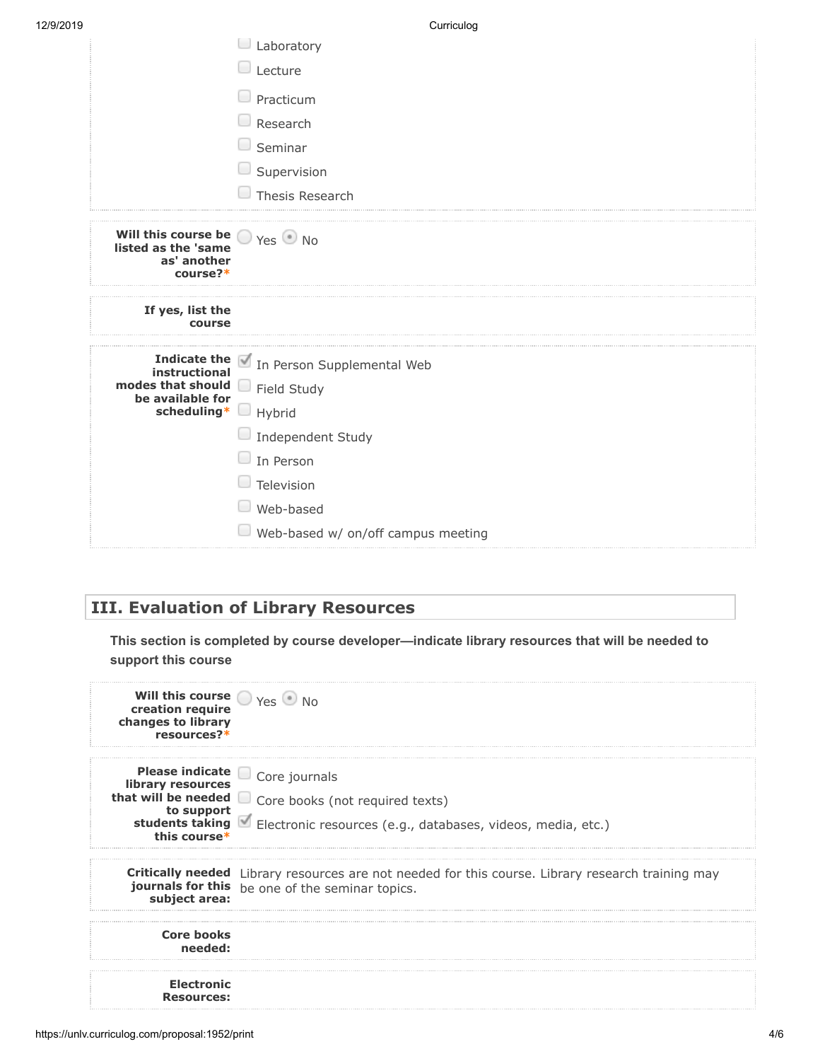- ☐ Laboratory
- ☐ Lecture
- ☐ Practicum
- ☐ Research
- ☐ Seminar
- ☐ Supervision
- ☐ Thesis Research

**Will this course be listed as the 'same as' another course?***
○ Yes ◉ No

**If yes, list the course**

**Indicate the instructional modes that should be available for scheduling***

- ☑ In Person Supplemental Web
- ☐ Field Study
- ☐ Hybrid
- ☐ Independent Study
- ☐ In Person
- ☐ Television
- ☐ Web-based
- ☐ Web-based w/ on/off campus meeting

## III. Evaluation of Library Resources

**This section is completed by course developer—indicate library resources that will be needed to support this course**

**Will this course creation require changes to library resources?***
○ Yes ◉ No

**Please indicate library resources that will be needed to support students taking this course***

- ☐ Core journals
- ☐ Core books (not required texts)
- ☑ Electronic resources (e.g., databases, videos, media, etc.)

**Critically needed journals for this subject area:**
Library resources are not needed for this course. Library research training may be one of the seminar topics.

**Core books needed:**

**Electronic Resources:**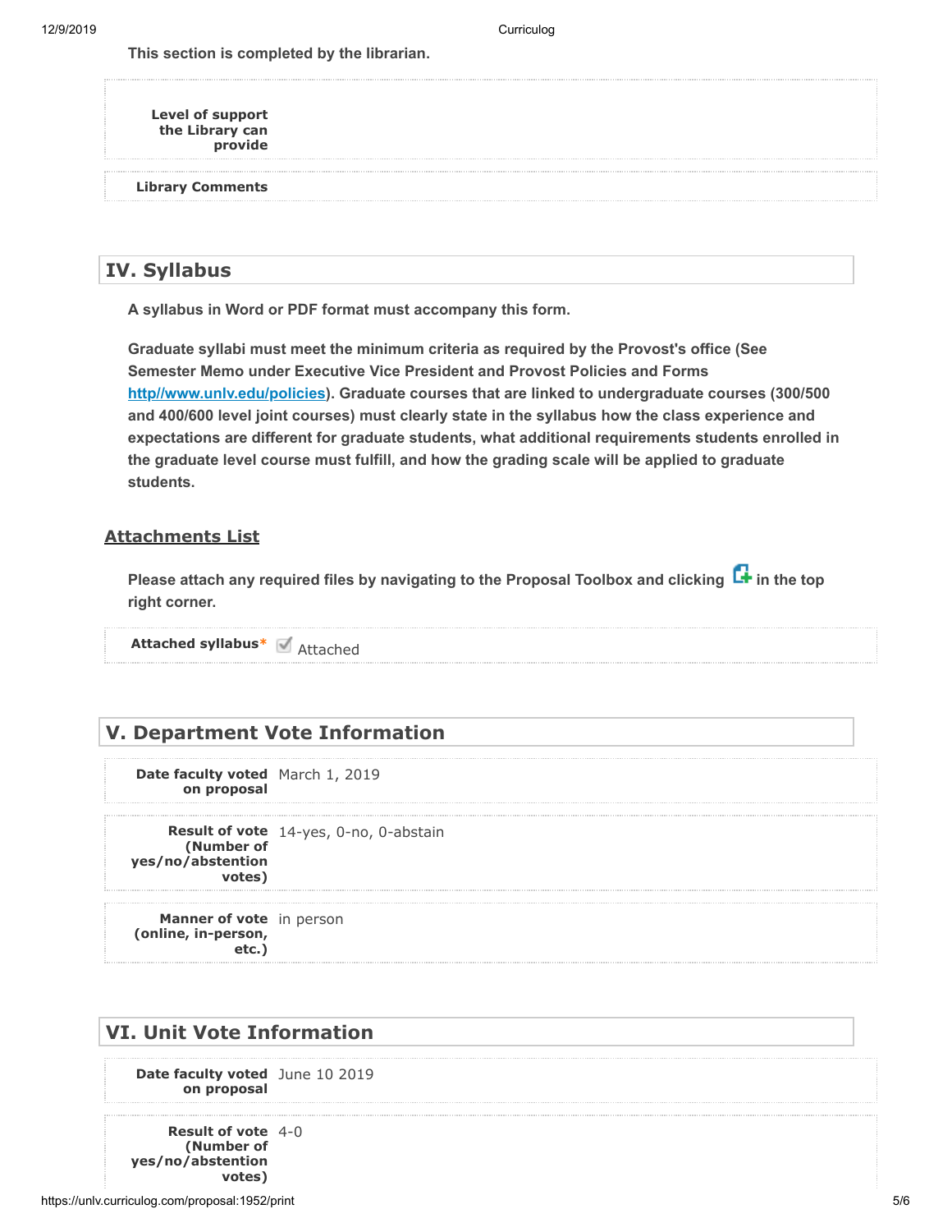This section is completed by the librarian.

| | |
|---|---|
| **Level of support the Library can provide** | |
| **Library Comments** | |

## IV. Syllabus

**A syllabus in Word or PDF format must accompany this form.**

**Graduate syllabi must meet the minimum criteria as required by the Provost's office (See Semester Memo under Executive Vice President and Provost Policies and Forms [http//www.unlv.edu/policies](http//www.unlv.edu/policies)). Graduate courses that are linked to undergraduate courses (300/500 and 400/600 level joint courses) must clearly state in the syllabus how the class experience and expectations are different for graduate students, what additional requirements students enrolled in the graduate level course must fulfill, and how the grading scale will be applied to graduate students.**

### Attachments List

**Please attach any required files by navigating to the Proposal Toolbox and clicking in the top right corner.**

| | |
|---|---|
| **Attached syllabus*** | ☑ Attached |

## V. Department Vote Information

| | |
|---|---|
| **Date faculty voted on proposal** | March 1, 2019 |
| **Result of vote (Number of yes/no/abstention votes)** | 14-yes, 0-no, 0-abstain |
| **Manner of vote (online, in-person, etc.)** | in person |

## VI. Unit Vote Information

| | |
|---|---|
| **Date faculty voted on proposal** | June 10 2019 |
| **Result of vote (Number of yes/no/abstention votes)** | 4-0 |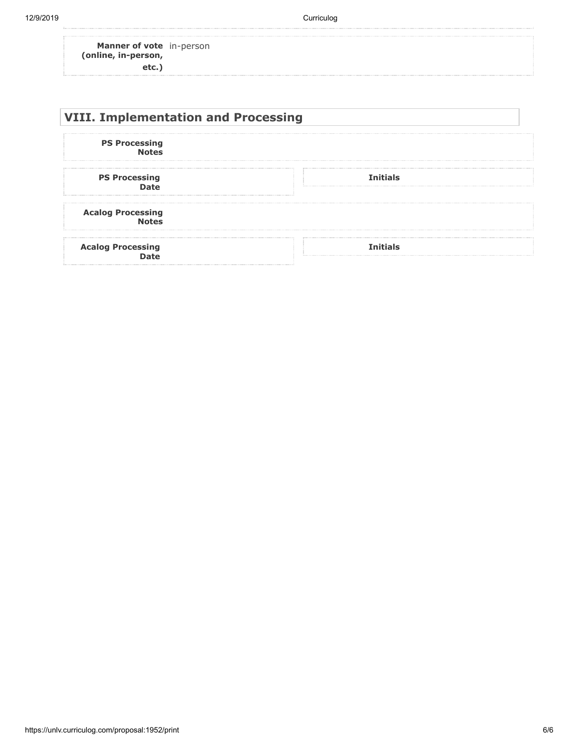| | |
|---|---|
| **Manner of vote (online, in-person, etc.)** | in-person |

## VIII. Implementation and Processing

| | |
|---|---|
| **PS Processing Notes** | |

| | | | |
|---|---|---|---|
| **PS Processing Date** | | **Initials** | |

| | |
|---|---|
| **Acalog Processing Notes** | |

| | | | |
|---|---|---|---|
| **Acalog Processing Date** | | **Initials** | |